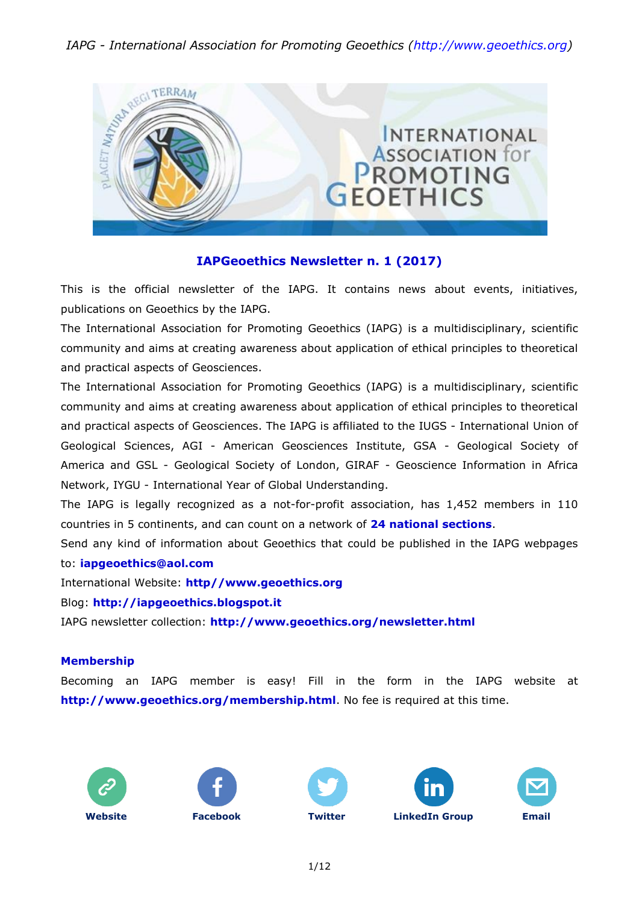*IAPG - International Association for Promoting Geoethics (http://www.geoethics.org)*

## IAPGeoethics Newsletter n. 1 (2017)

This is the official newsletter of the IAPG. It contains news about events, initiatives, publications on Geoethics by the IAPG.

The International Association for Promoting Geoethics (IAPG) is a multidisciplinary, scientific community and aims at creating awareness about application of ethical principles to theoretical and practical aspects of Geosciences.

The International Association for Promoting Geoethics (IAPG) is a multidisciplinary, scientific community and aims at creating awareness about application of ethical principles to theoretical and practical aspects of Geosciences. The IAPG is affiliated to the IUGS - International Union of Geological Sciences, AGI - American Geosciences Institute, GSA - Geological Society of America and GSL - Geological Society of London, GIRAF - Geoscience Information in Africa Network, IYGU - International Year of Global Understanding.

The IAPG is legally recognized as a not-for-profit association, has 1,452 members in 110 countries in 5 continents, and can count on a network of **24 national sections**.

Send any kind of information about Geoethics that could be published in the IAPG webpages to: **iapgeoethics@aol.com**

International Website: **http//www.geoethics.org**

Blog: **http://iapgeoethics.blogspot.it**

IAPG newsletter collection: **http://www.geoethics.org/newsletter.html**

### Membership

Becoming an IAPG member is easy! Fill in the form in the IAPG website at **http://www.geoethics.org/membership.html**. No fee is required at this time.

Website | Facebook | Twitter | LinkedIn Group | Email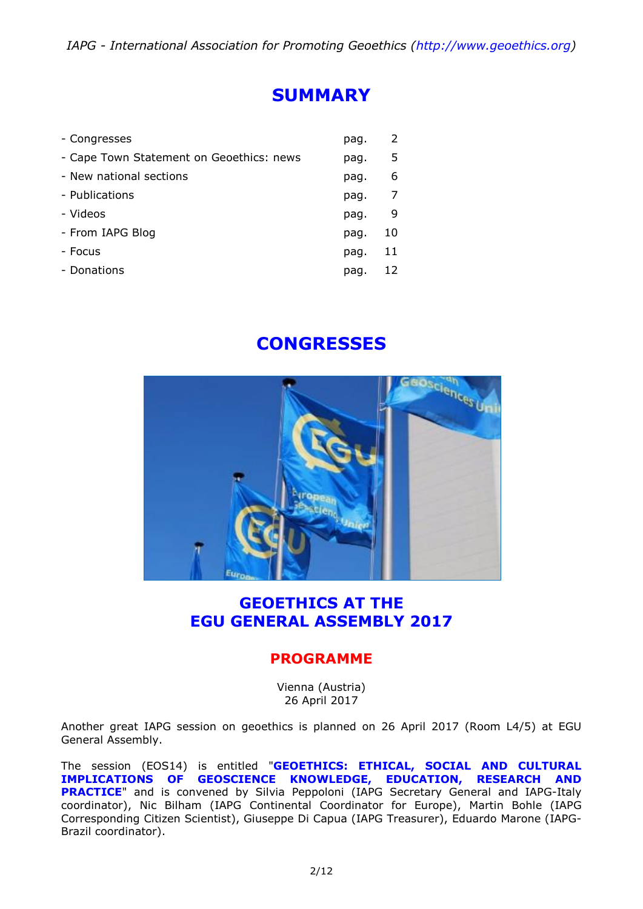# SUMMARY

| | | |
|---|---|---|
| - Congresses | pag. | 2 |
| - Cape Town Statement on Geoethics: news | pag. | 5 |
| - New national sections | pag. | 6 |
| - Publications | pag. | 7 |
| - Videos | pag. | 9 |
| - From IAPG Blog | pag. | 10 |
| - Focus | pag. | 11 |
| - Donations | pag. | 12 |

# CONGRESSES

## GEOETHICS AT THE EGU GENERAL ASSEMBLY 2017

### PROGRAMME

Vienna (Austria)
26 April 2017

Another great IAPG session on geoethics is planned on 26 April 2017 (Room L4/5) at EGU General Assembly.

The session (EOS14) is entitled "**GEOETHICS: ETHICAL, SOCIAL AND CULTURAL IMPLICATIONS OF GEOSCIENCE KNOWLEDGE, EDUCATION, RESEARCH AND PRACTICE**" and is convened by Silvia Peppoloni (IAPG Secretary General and IAPG-Italy coordinator), Nic Bilham (IAPG Continental Coordinator for Europe), Martin Bohle (IAPG Corresponding Citizen Scientist), Giuseppe Di Capua (IAPG Treasurer), Eduardo Marone (IAPG-Brazil coordinator).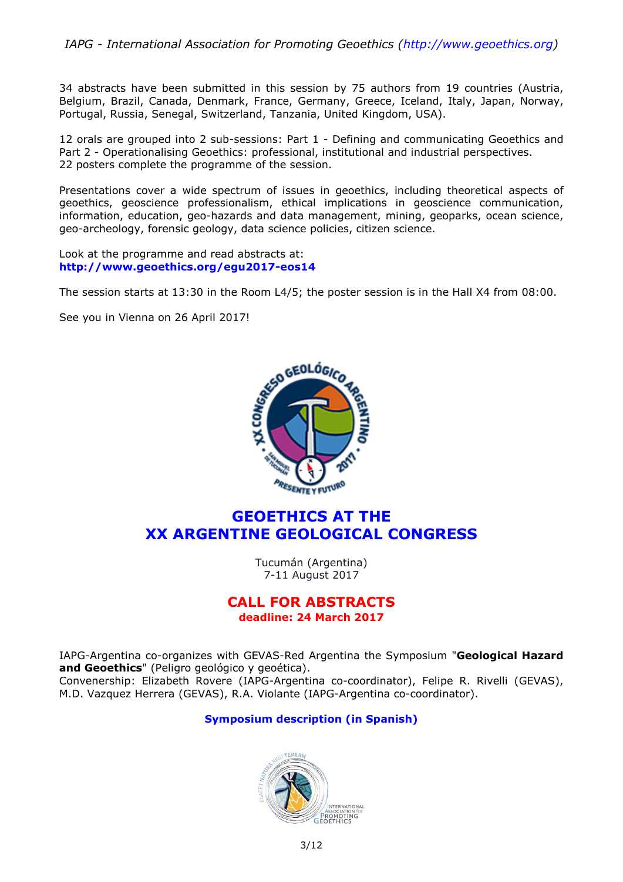34 abstracts have been submitted in this session by 75 authors from 19 countries (Austria, Belgium, Brazil, Canada, Denmark, France, Germany, Greece, Iceland, Italy, Japan, Norway, Portugal, Russia, Senegal, Switzerland, Tanzania, United Kingdom, USA).

12 orals are grouped into 2 sub-sessions: Part 1 - Defining and communicating Geoethics and Part 2 - Operationalising Geoethics: professional, institutional and industrial perspectives.
22 posters complete the programme of the session.

Presentations cover a wide spectrum of issues in geoethics, including theoretical aspects of geoethics, geoscience professionalism, ethical implications in geoscience communication, information, education, geo-hazards and data management, mining, geoparks, ocean science, geo-archeology, forensic geology, data science policies, citizen science.

Look at the programme and read abstracts at:
**http://www.geoethics.org/egu2017-eos14**

The session starts at 13:30 in the Room L4/5; the poster session is in the Hall X4 from 08:00.

See you in Vienna on 26 April 2017!

## GEOETHICS AT THE XX ARGENTINE GEOLOGICAL CONGRESS

Tucumán (Argentina)
7-11 August 2017

### CALL FOR ABSTRACTS
**deadline: 24 March 2017**

IAPG-Argentina co-organizes with GEVAS-Red Argentina the Symposium "**Geological Hazard and Geoethics**" (Peligro geológico y geoética).
Convenership: Elizabeth Rovere (IAPG-Argentina co-coordinator), Felipe R. Rivelli (GEVAS), M.D. Vazquez Herrera (GEVAS), R.A. Violante (IAPG-Argentina co-coordinator).

**Symposium description (in Spanish)**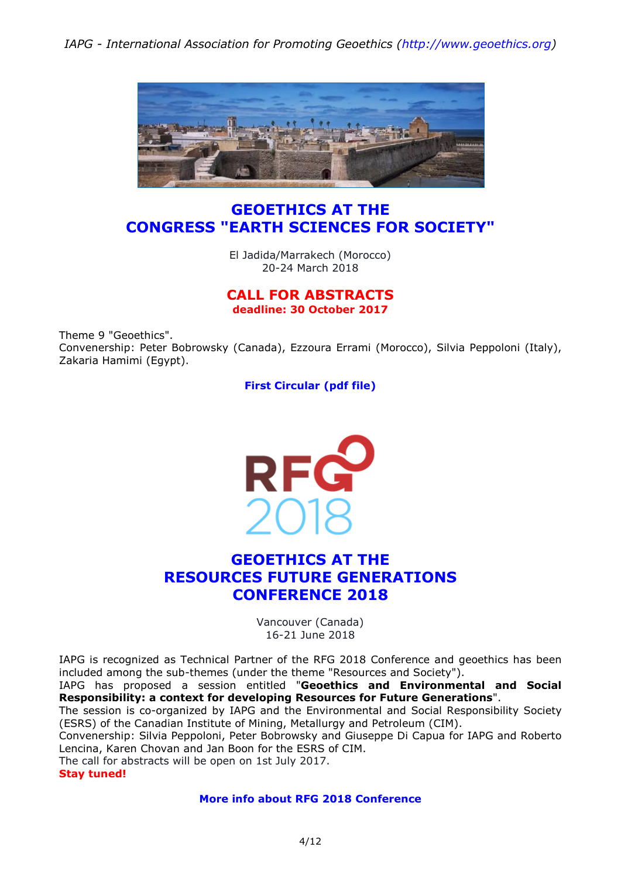## GEOETHICS AT THE CONGRESS "EARTH SCIENCES FOR SOCIETY"

El Jadida/Marrakech (Morocco)
20-24 March 2018

**CALL FOR ABSTRACTS**
**deadline: 30 October 2017**

Theme 9 "Geoethics".
Convenership: Peter Bobrowsky (Canada), Ezzoura Errami (Morocco), Silvia Peppoloni (Italy), Zakaria Hamimi (Egypt).

**First Circular (pdf file)**

RFG 2018

## GEOETHICS AT THE RESOURCES FUTURE GENERATIONS CONFERENCE 2018

Vancouver (Canada)
16-21 June 2018

IAPG is recognized as Technical Partner of the RFG 2018 Conference and geoethics has been included among the sub-themes (under the theme "Resources and Society").
IAPG has proposed a session entitled "**Geoethics and Environmental and Social Responsibility: a context for developing Resources for Future Generations**".
The session is co-organized by IAPG and the Environmental and Social Responsibility Society (ESRS) of the Canadian Institute of Mining, Metallurgy and Petroleum (CIM).
Convenership: Silvia Peppoloni, Peter Bobrowsky and Giuseppe Di Capua for IAPG and Roberto Lencina, Karen Chovan and Jan Boon for the ESRS of CIM.
The call for abstracts will be open on 1st July 2017.
**Stay tuned!**

**More info about RFG 2018 Conference**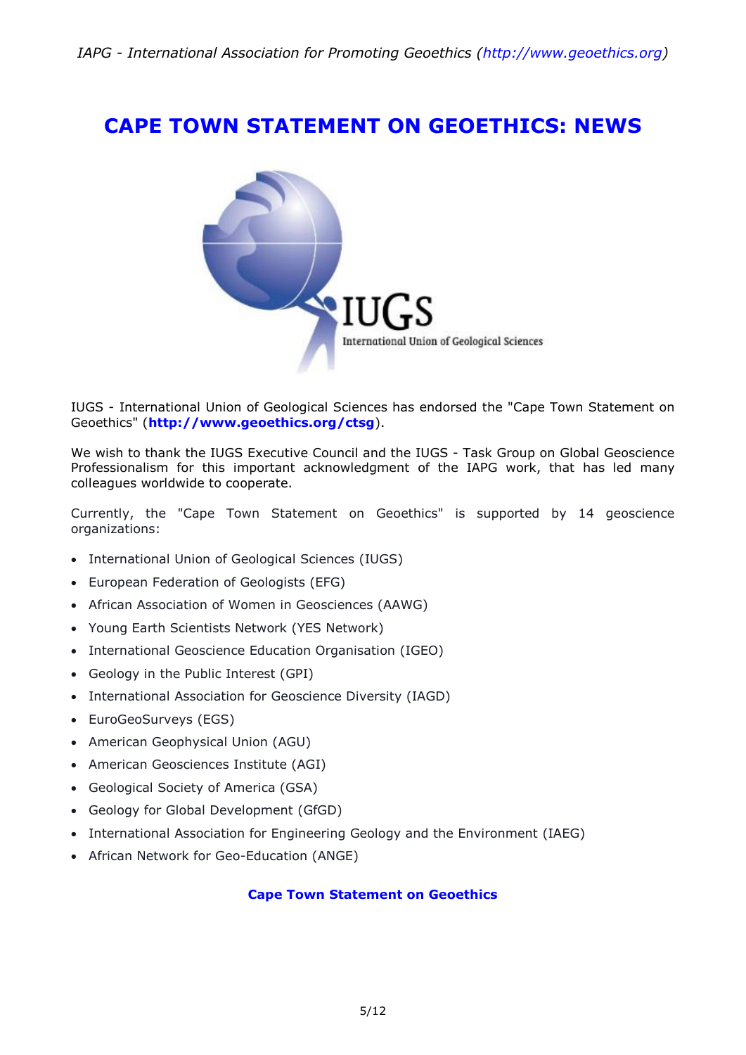# CAPE TOWN STATEMENT ON GEOETHICS: NEWS

IUGS - International Union of Geological Sciences has endorsed the "Cape Town Statement on Geoethics" (**http://www.geoethics.org/ctsg**).

We wish to thank the IUGS Executive Council and the IUGS - Task Group on Global Geoscience Professionalism for this important acknowledgment of the IAPG work, that has led many colleagues worldwide to cooperate.

Currently, the "Cape Town Statement on Geoethics" is supported by 14 geoscience organizations:

- International Union of Geological Sciences (IUGS)
- European Federation of Geologists (EFG)
- African Association of Women in Geosciences (AAWG)
- Young Earth Scientists Network (YES Network)
- International Geoscience Education Organisation (IGEO)
- Geology in the Public Interest (GPI)
- International Association for Geoscience Diversity (IAGD)
- EuroGeoSurveys (EGS)
- American Geophysical Union (AGU)
- American Geosciences Institute (AGI)
- Geological Society of America (GSA)
- Geology for Global Development (GfGD)
- International Association for Engineering Geology and the Environment (IAEG)
- African Network for Geo-Education (ANGE)

**Cape Town Statement on Geoethics**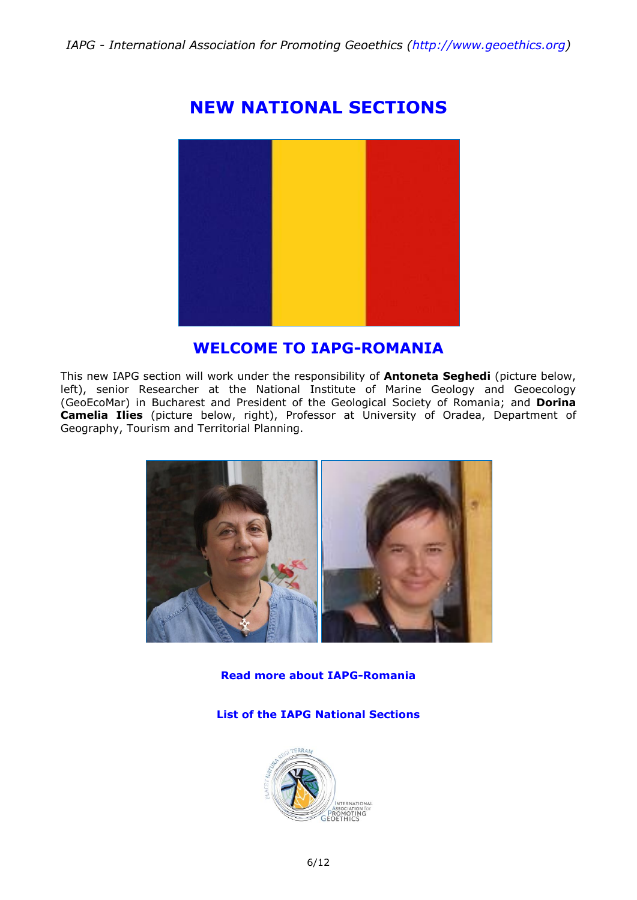# NEW NATIONAL SECTIONS

## WELCOME TO IAPG-ROMANIA

This new IAPG section will work under the responsibility of **Antoneta Seghedi** (picture below, left), senior Researcher at the National Institute of Marine Geology and Geoecology (GeoEcoMar) in Bucharest and President of the Geological Society of Romania; and **Dorina Camelia Ilies** (picture below, right), Professor at University of Oradea, Department of Geography, Tourism and Territorial Planning.

**Read more about IAPG-Romania**

**List of the IAPG National Sections**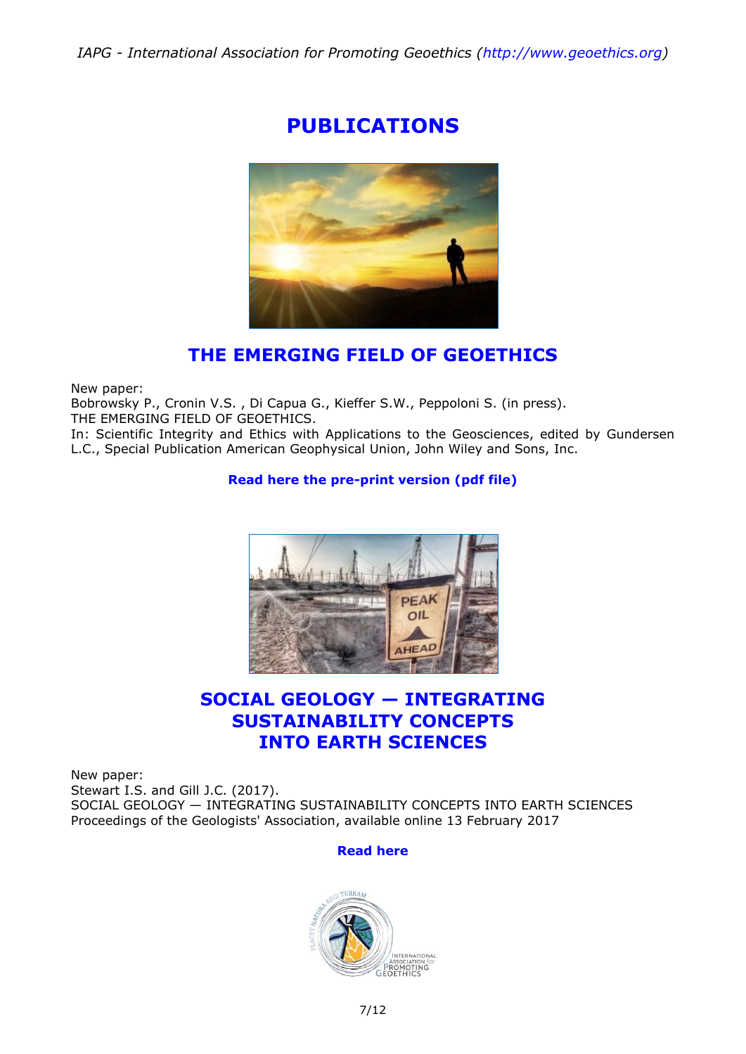# PUBLICATIONS

## THE EMERGING FIELD OF GEOETHICS

New paper:
Bobrowsky P., Cronin V.S. , Di Capua G., Kieffer S.W., Peppoloni S. (in press).
THE EMERGING FIELD OF GEOETHICS.
In: Scientific Integrity and Ethics with Applications to the Geosciences, edited by Gundersen L.C., Special Publication American Geophysical Union, John Wiley and Sons, Inc.

**Read here the pre-print version (pdf file)**

## SOCIAL GEOLOGY — INTEGRATING SUSTAINABILITY CONCEPTS INTO EARTH SCIENCES

New paper:
Stewart I.S. and Gill J.C. (2017).
SOCIAL GEOLOGY — INTEGRATING SUSTAINABILITY CONCEPTS INTO EARTH SCIENCES
Proceedings of the Geologists' Association, available online 13 February 2017

**Read here**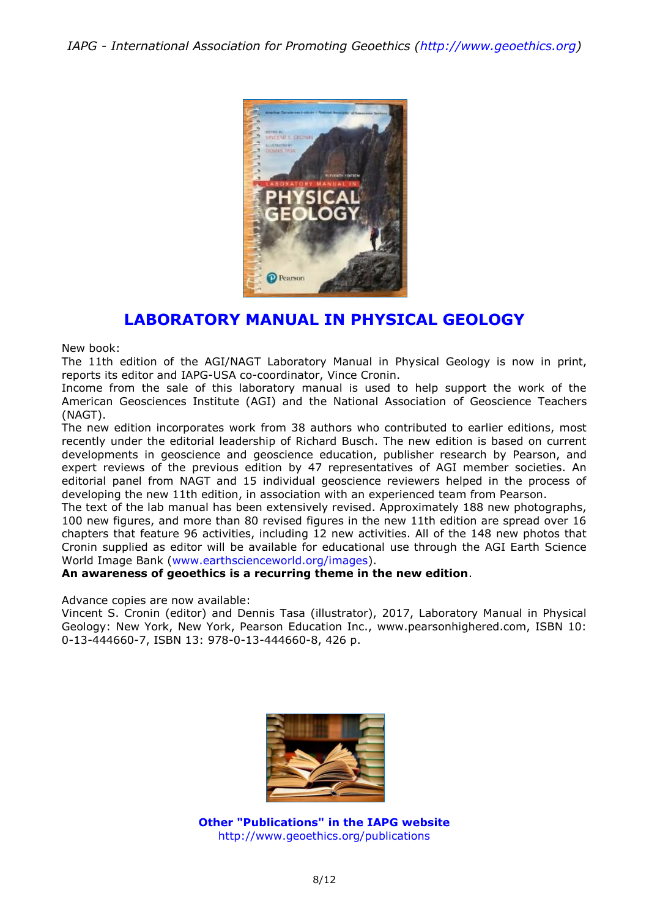# LABORATORY MANUAL IN PHYSICAL GEOLOGY

New book:
The 11th edition of the AGI/NAGT Laboratory Manual in Physical Geology is now in print, reports its editor and IAPG-USA co-coordinator, Vince Cronin.
Income from the sale of this laboratory manual is used to help support the work of the American Geosciences Institute (AGI) and the National Association of Geoscience Teachers (NAGT).
The new edition incorporates work from 38 authors who contributed to earlier editions, most recently under the editorial leadership of Richard Busch. The new edition is based on current developments in geoscience and geoscience education, publisher research by Pearson, and expert reviews of the previous edition by 47 representatives of AGI member societies. An editorial panel from NAGT and 15 individual geoscience reviewers helped in the process of developing the new 11th edition, in association with an experienced team from Pearson.
The text of the lab manual has been extensively revised. Approximately 188 new photographs, 100 new figures, and more than 80 revised figures in the new 11th edition are spread over 16 chapters that feature 96 activities, including 12 new activities. All of the 148 new photos that Cronin supplied as editor will be available for educational use through the AGI Earth Science World Image Bank (www.earthscienceworld.org/images).
**An awareness of geoethics is a recurring theme in the new edition**.

Advance copies are now available:
Vincent S. Cronin (editor) and Dennis Tasa (illustrator), 2017, Laboratory Manual in Physical Geology: New York, New York, Pearson Education Inc., www.pearsonhighered.com, ISBN 10: 0-13-444660-7, ISBN 13: 978-0-13-444660-8, 426 p.

**Other "Publications" in the IAPG website**
http://www.geoethics.org/publications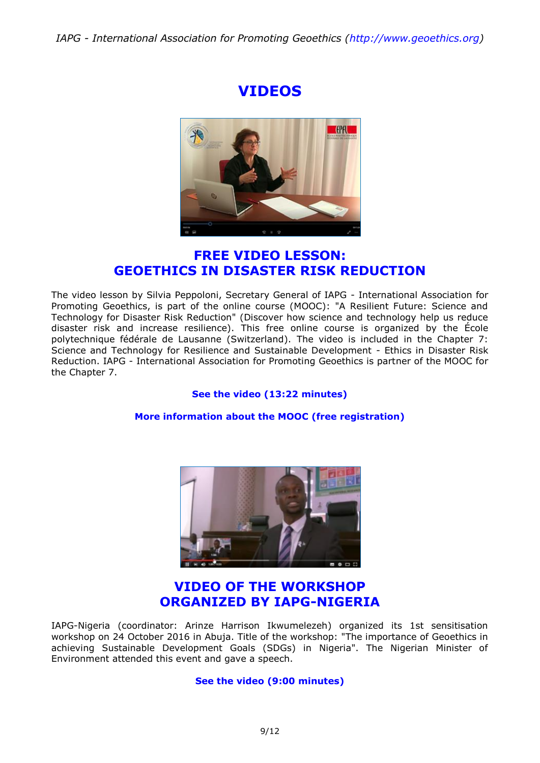# VIDEOS

## FREE VIDEO LESSON:
## GEOETHICS IN DISASTER RISK REDUCTION

The video lesson by Silvia Peppoloni, Secretary General of IAPG - International Association for Promoting Geoethics, is part of the online course (MOOC): "A Resilient Future: Science and Technology for Disaster Risk Reduction" (Discover how science and technology help us reduce disaster risk and increase resilience). This free online course is organized by the École polytechnique fédérale de Lausanne (Switzerland). The video is included in the Chapter 7: Science and Technology for Resilience and Sustainable Development - Ethics in Disaster Risk Reduction. IAPG - International Association for Promoting Geoethics is partner of the MOOC for the Chapter 7.

**See the video (13:22 minutes)**

**More information about the MOOC (free registration)**

## VIDEO OF THE WORKSHOP
## ORGANIZED BY IAPG-NIGERIA

IAPG-Nigeria (coordinator: Arinze Harrison Ikwumelezeh) organized its 1st sensitisation workshop on 24 October 2016 in Abuja. Title of the workshop: "The importance of Geoethics in achieving Sustainable Development Goals (SDGs) in Nigeria". The Nigerian Minister of Environment attended this event and gave a speech.

**See the video (9:00 minutes)**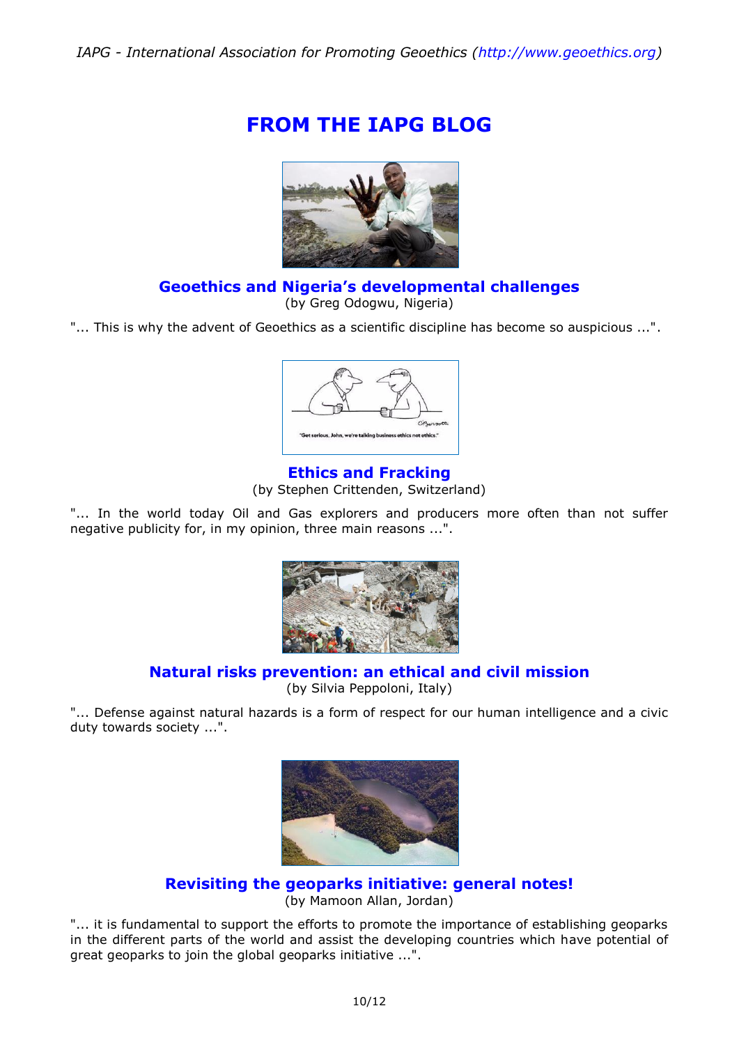# FROM THE IAPG BLOG

## Geoethics and Nigeria's developmental challenges

(by Greg Odogwu, Nigeria)

"... This is why the advent of Geoethics as a scientific discipline has become so auspicious ...".

## Ethics and Fracking

(by Stephen Crittenden, Switzerland)

"... In the world today Oil and Gas explorers and producers more often than not suffer negative publicity for, in my opinion, three main reasons ...".

## Natural risks prevention: an ethical and civil mission

(by Silvia Peppoloni, Italy)

"... Defense against natural hazards is a form of respect for our human intelligence and a civic duty towards society ...".

## Revisiting the geoparks initiative: general notes!

(by Mamoon Allan, Jordan)

"... it is fundamental to support the efforts to promote the importance of establishing geoparks in the different parts of the world and assist the developing countries which have potential of great geoparks to join the global geoparks initiative ...".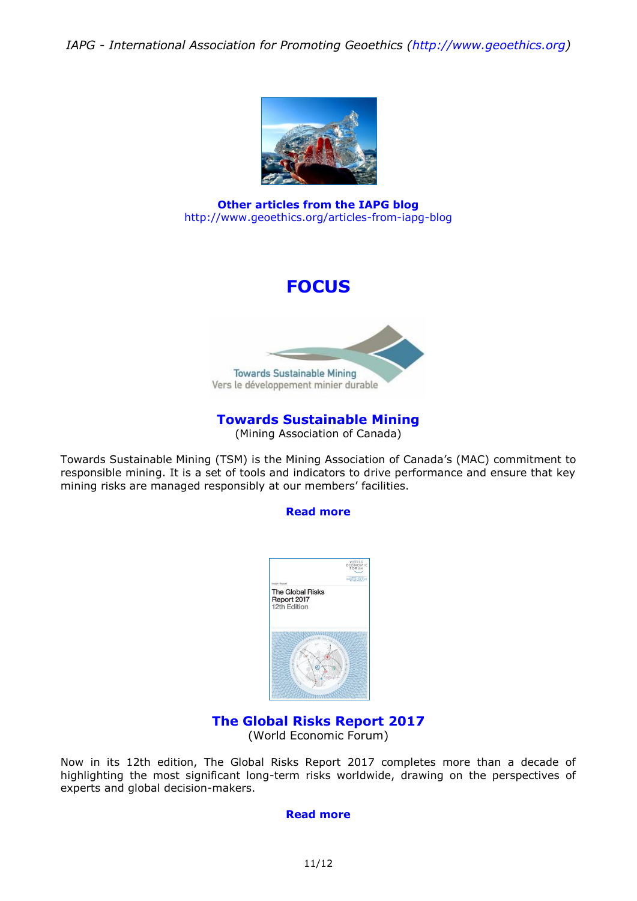**Other articles from the IAPG blog**
http://www.geoethics.org/articles-from-iapg-blog

# FOCUS

## Towards Sustainable Mining

(Mining Association of Canada)

Towards Sustainable Mining (TSM) is the Mining Association of Canada's (MAC) commitment to responsible mining. It is a set of tools and indicators to drive performance and ensure that key mining risks are managed responsibly at our members' facilities.

**Read more**

## The Global Risks Report 2017

(World Economic Forum)

Now in its 12th edition, The Global Risks Report 2017 completes more than a decade of highlighting the most significant long-term risks worldwide, drawing on the perspectives of experts and global decision-makers.

**Read more**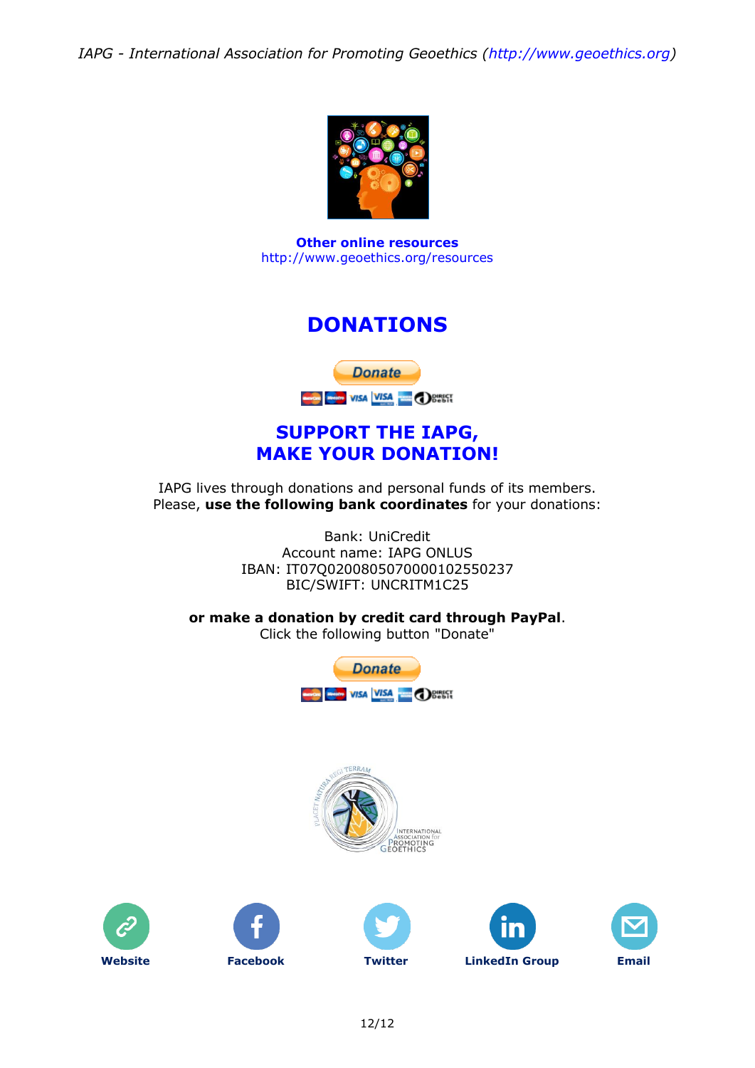**Other online resources**
http://www.geoethics.org/resources

# DONATIONS

## SUPPORT THE IAPG, MAKE YOUR DONATION!

IAPG lives through donations and personal funds of its members.
Please, **use the following bank coordinates** for your donations:

Bank: UniCredit
Account name: IAPG ONLUS
IBAN: IT07Q0200805070000102550237
BIC/SWIFT: UNCRITM1C25

**or make a donation by credit card through PayPal**.
Click the following button "Donate"

Website | Facebook | Twitter | LinkedIn Group | Email